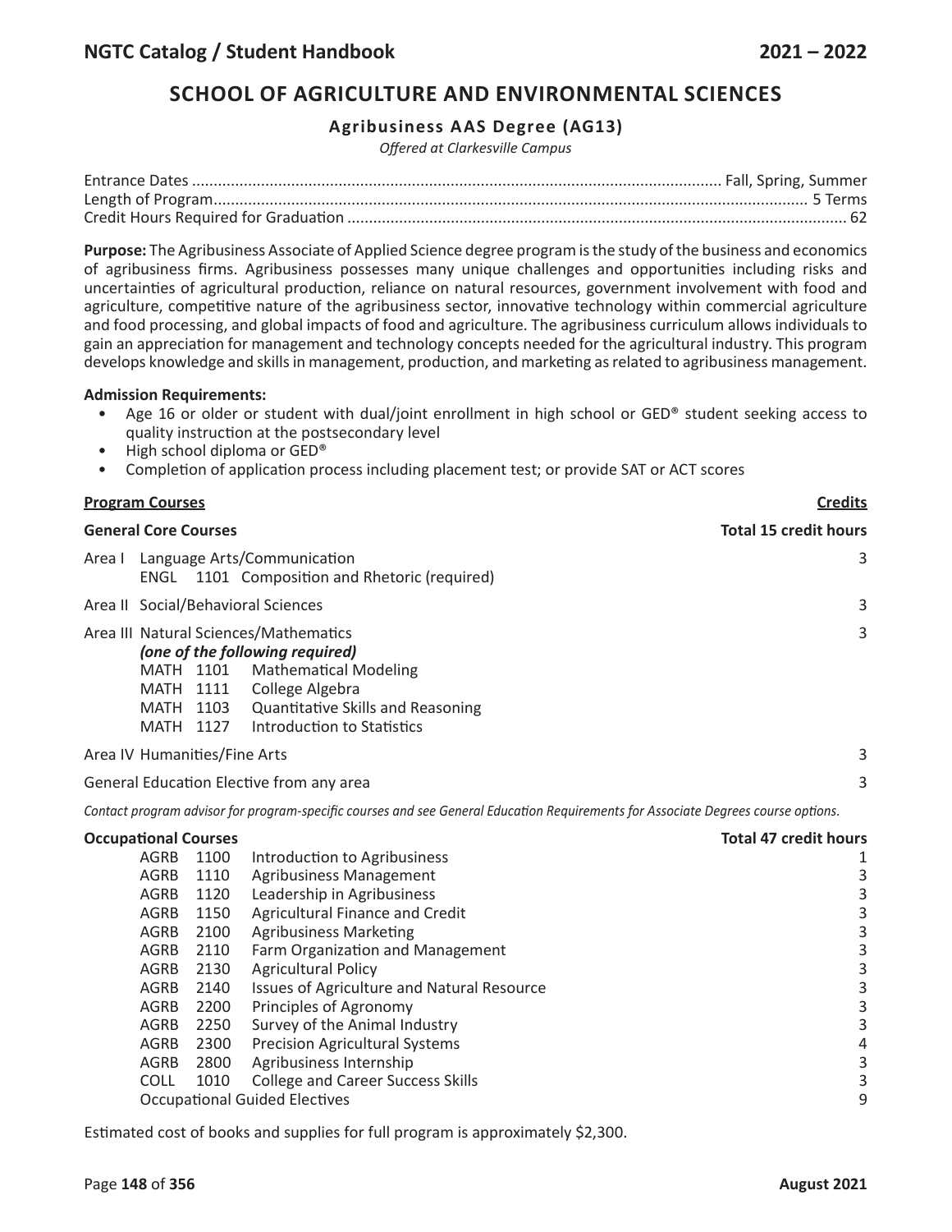# SCHOOL OF AGRICULTURE AND ENVIRONMENTAL SCIENCES

## Agribusiness AAS Degree (AG13)

*Offered at Clarkesville Campus*

Entrance Dates .......... Fall, Spring, Summer
Length of Program .......... 5 Terms
Credit Hours Required for Graduation .......... 62

**Purpose:** The Agribusiness Associate of Applied Science degree program is the study of the business and economics of agribusiness firms. Agribusiness possesses many unique challenges and opportunities including risks and uncertainties of agricultural production, reliance on natural resources, government involvement with food and agriculture, competitive nature of the agribusiness sector, innovative technology within commercial agriculture and food processing, and global impacts of food and agriculture. The agribusiness curriculum allows individuals to gain an appreciation for management and technology concepts needed for the agricultural industry. This program develops knowledge and skills in management, production, and marketing as related to agribusiness management.

**Admission Requirements:**

- Age 16 or older or student with dual/joint enrollment in high school or GED® student seeking access to quality instruction at the postsecondary level
- High school diploma or GED®
- Completion of application process including placement test; or provide SAT or ACT scores

| **Program Courses** | **Credits** |
|---|---|
| **General Core Courses** | **Total 15 credit hours** |
| Area I Language Arts/Communication<br>ENGL 1101 Composition and Rhetoric (required) | 3 |
| Area II Social/Behavioral Sciences | 3 |
| Area III Natural Sciences/Mathematics<br>***(one of the following required)***<br>MATH 1101 Mathematical Modeling<br>MATH 1111 College Algebra<br>MATH 1103 Quantitative Skills and Reasoning<br>MATH 1127 Introduction to Statistics | 3 |
| Area IV Humanities/Fine Arts | 3 |
| General Education Elective from any area | 3 |

*Contact program advisor for program-specific courses and see General Education Requirements for Associate Degrees course options.*

| **Occupational Courses** | | | **Total 47 credit hours** |
|---|---|---|---|
| AGRB | 1100 | Introduction to Agribusiness | 1 |
| AGRB | 1110 | Agribusiness Management | 3 |
| AGRB | 1120 | Leadership in Agribusiness | 3 |
| AGRB | 1150 | Agricultural Finance and Credit | 3 |
| AGRB | 2100 | Agribusiness Marketing | 3 |
| AGRB | 2110 | Farm Organization and Management | 3 |
| AGRB | 2130 | Agricultural Policy | 3 |
| AGRB | 2140 | Issues of Agriculture and Natural Resource | 3 |
| AGRB | 2200 | Principles of Agronomy | 3 |
| AGRB | 2250 | Survey of the Animal Industry | 3 |
| AGRB | 2300 | Precision Agricultural Systems | 4 |
| AGRB | 2800 | Agribusiness Internship | 3 |
| COLL | 1010 | College and Career Success Skills | 3 |
| Occupational Guided Electives | | | 9 |

Estimated cost of books and supplies for full program is approximately $2,300.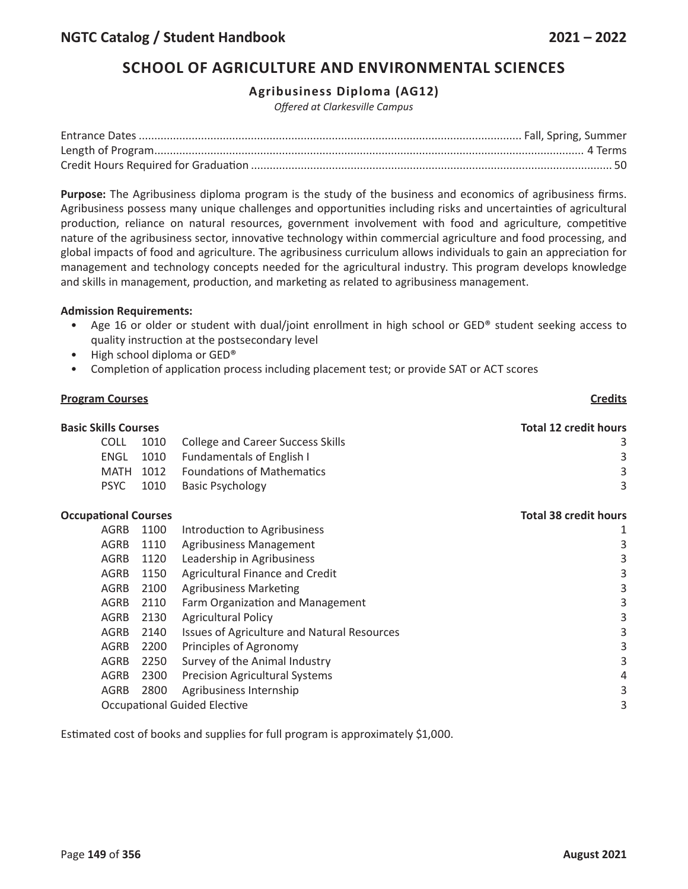## SCHOOL OF AGRICULTURE AND ENVIRONMENTAL SCIENCES

### Agribusiness Diploma (AG12)

*Offered at Clarkesville Campus*

Entrance Dates .......... Fall, Spring, Summer
Length of Program .......... 4 Terms
Credit Hours Required for Graduation .......... 50

**Purpose:** The Agribusiness diploma program is the study of the business and economics of agribusiness firms. Agribusiness possess many unique challenges and opportunities including risks and uncertainties of agricultural production, reliance on natural resources, government involvement with food and agriculture, competitive nature of the agribusiness sector, innovative technology within commercial agriculture and food processing, and global impacts of food and agriculture. The agribusiness curriculum allows individuals to gain an appreciation for management and technology concepts needed for the agricultural industry. This program develops knowledge and skills in management, production, and marketing as related to agribusiness management.

**Admission Requirements:**

- Age 16 or older or student with dual/joint enrollment in high school or GED® student seeking access to quality instruction at the postsecondary level
- High school diploma or GED®
- Completion of application process including placement test; or provide SAT or ACT scores

| **Program Courses** | | | **Credits** |
|---|---|---|---|
| **Basic Skills Courses** | | | **Total 12 credit hours** |
| COLL | 1010 | College and Career Success Skills | 3 |
| ENGL | 1010 | Fundamentals of English I | 3 |
| MATH | 1012 | Foundations of Mathematics | 3 |
| PSYC | 1010 | Basic Psychology | 3 |
| **Occupational Courses** | | | **Total 38 credit hours** |
| AGRB | 1100 | Introduction to Agribusiness | 1 |
| AGRB | 1110 | Agribusiness Management | 3 |
| AGRB | 1120 | Leadership in Agribusiness | 3 |
| AGRB | 1150 | Agricultural Finance and Credit | 3 |
| AGRB | 2100 | Agribusiness Marketing | 3 |
| AGRB | 2110 | Farm Organization and Management | 3 |
| AGRB | 2130 | Agricultural Policy | 3 |
| AGRB | 2140 | Issues of Agriculture and Natural Resources | 3 |
| AGRB | 2200 | Principles of Agronomy | 3 |
| AGRB | 2250 | Survey of the Animal Industry | 3 |
| AGRB | 2300 | Precision Agricultural Systems | 4 |
| AGRB | 2800 | Agribusiness Internship | 3 |
| Occupational Guided Elective | | | 3 |

Estimated cost of books and supplies for full program is approximately $1,000.